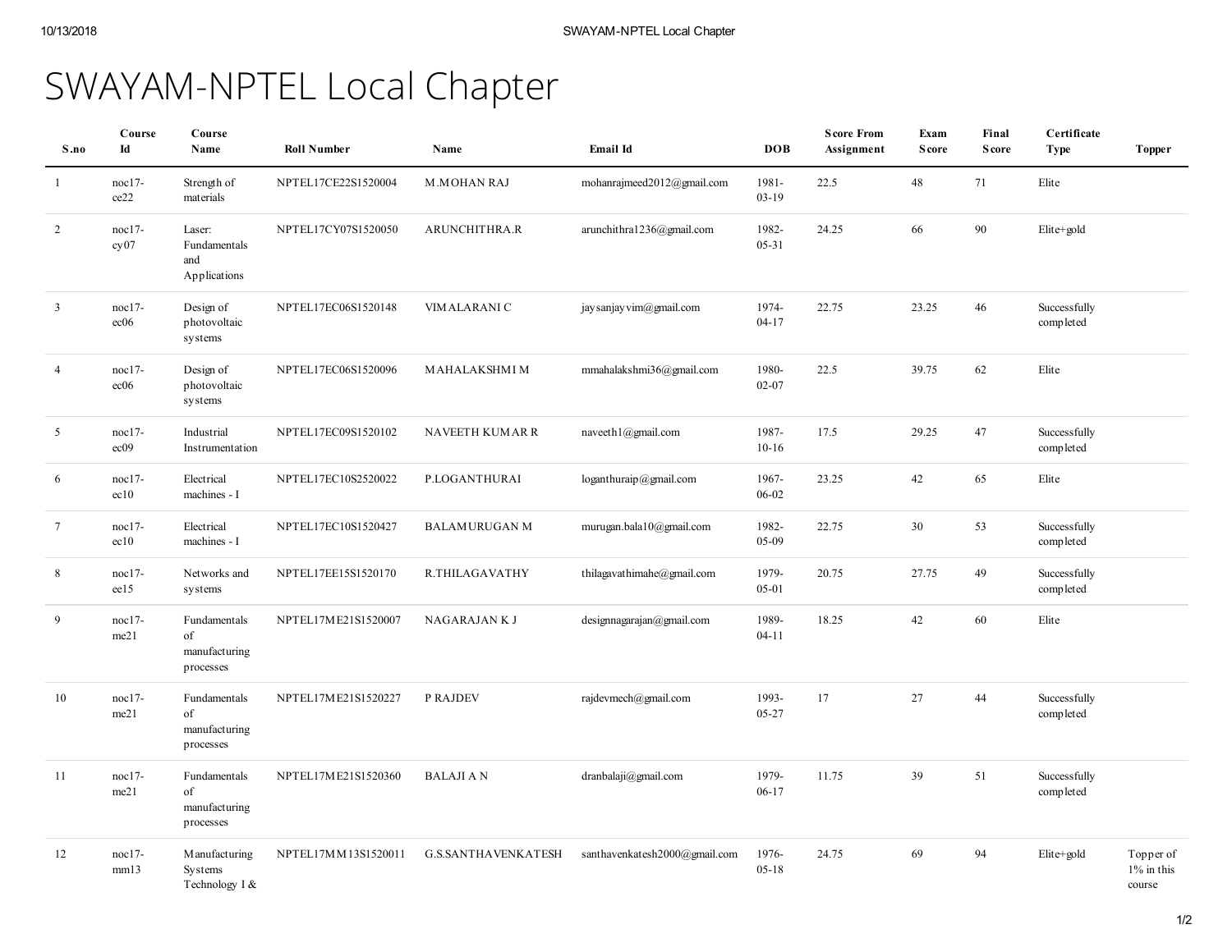# SWAYAM-NPTEL Local Chapter

| S.no | Course Id | Course Name | Roll Number | Name | Email Id | DOB | Score From Assignment | Exam Score | Final Score | Certificate Type | Topper |
|---|---|---|---|---|---|---|---|---|---|---|---|
| 1 | noc17-ce22 | Strength of materials | NPTEL17CE22S1520004 | M.MOHAN RAJ | mohanrajmeed2012@gmail.com | 1981-03-19 | 22.5 | 48 | 71 | Elite | |
| 2 | noc17-cy07 | Laser: Fundamentals and Applications | NPTEL17CY07S1520050 | ARUNCHITHRA.R | arunchithra1236@gmail.com | 1982-05-31 | 24.25 | 66 | 90 | Elite+gold | |
| 3 | noc17-ec06 | Design of photovoltaic systems | NPTEL17EC06S1520148 | VIMALARANI C | jaysanjayvim@gmail.com | 1974-04-17 | 22.75 | 23.25 | 46 | Successfully completed | |
| 4 | noc17-ec06 | Design of photovoltaic systems | NPTEL17EC06S1520096 | MAHALAKSHMI M | mmahalakshmi36@gmail.com | 1980-02-07 | 22.5 | 39.75 | 62 | Elite | |
| 5 | noc17-ec09 | Industrial Instrumentation | NPTEL17EC09S1520102 | NAVEETH KUMAR R | naveeth1@gmail.com | 1987-10-16 | 17.5 | 29.25 | 47 | Successfully completed | |
| 6 | noc17-ec10 | Electrical machines - I | NPTEL17EC10S2520022 | P.LOGANTHURAI | loganthuraip@gmail.com | 1967-06-02 | 23.25 | 42 | 65 | Elite | |
| 7 | noc17-ec10 | Electrical machines - I | NPTEL17EC10S1520427 | BALAMURUGAN M | murugan.bala10@gmail.com | 1982-05-09 | 22.75 | 30 | 53 | Successfully completed | |
| 8 | noc17-ee15 | Networks and systems | NPTEL17EE15S1520170 | R.THILAGAVATHY | thilagavathimahe@gmail.com | 1979-05-01 | 20.75 | 27.75 | 49 | Successfully completed | |
| 9 | noc17-me21 | Fundamentals of manufacturing processes | NPTEL17ME21S1520007 | NAGARAJAN K J | designnagarajan@gmail.com | 1989-04-11 | 18.25 | 42 | 60 | Elite | |
| 10 | noc17-me21 | Fundamentals of manufacturing processes | NPTEL17ME21S1520227 | P RAJDEV | rajdevmech@gmail.com | 1993-05-27 | 17 | 27 | 44 | Successfully completed | |
| 11 | noc17-me21 | Fundamentals of manufacturing processes | NPTEL17ME21S1520360 | BALAJI A N | dranbalaji@gmail.com | 1979-06-17 | 11.75 | 39 | 51 | Successfully completed | |
| 12 | noc17-mm13 | Manufacturing Systems Technology I & | NPTEL17MM13S1520011 | G.S.SANTHAVENKATESH | santhavenkatesh2000@gmail.com | 1976-05-18 | 24.75 | 69 | 94 | Elite+gold | Topper of 1% in this course |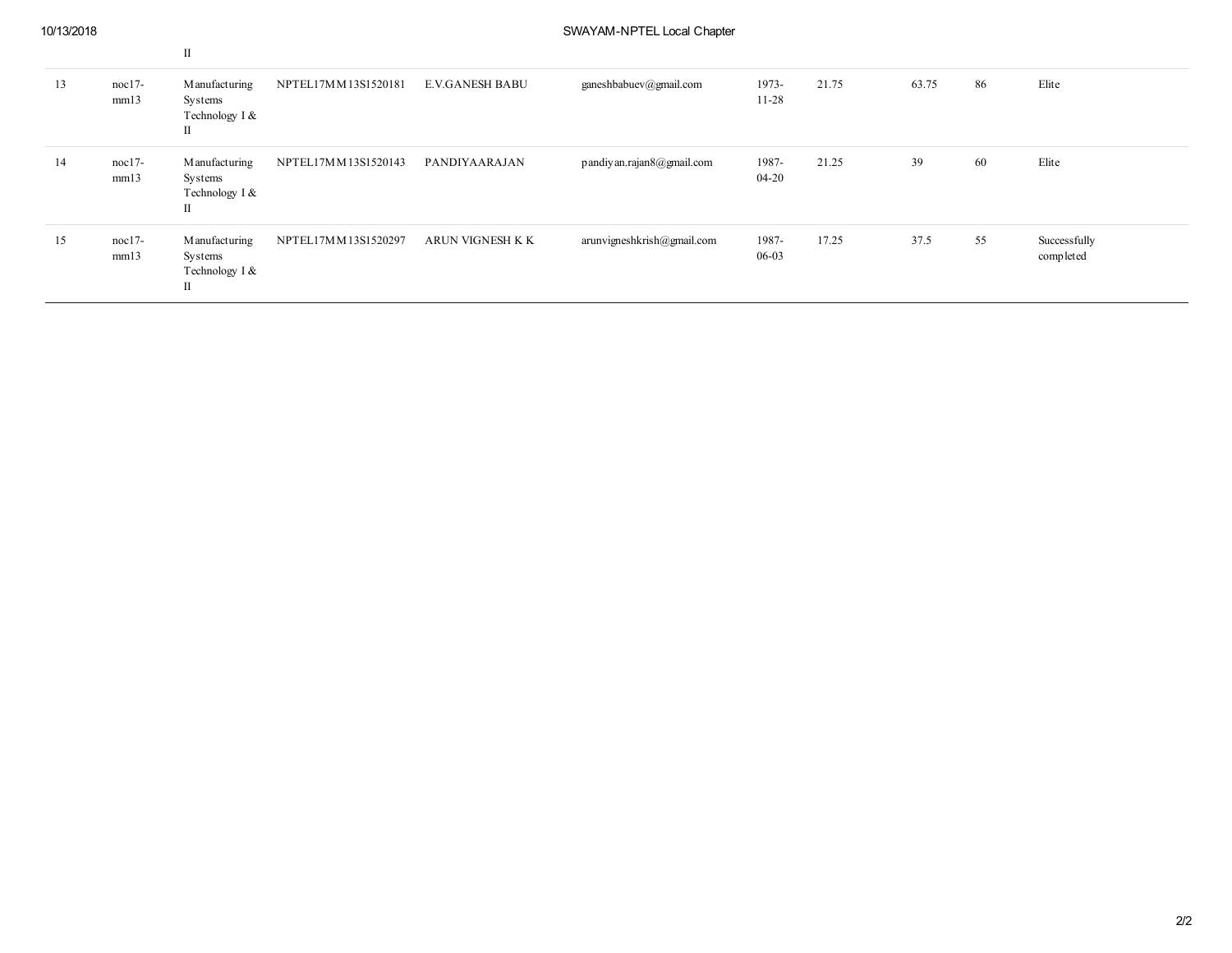| | | | | | | | | | | |
|---|---|---|---|---|---|---|---|---|---|---|
| | | II | | | | | | | | |
| 13 | noc17-mm13 | Manufacturing Systems Technology I & II | NPTEL17MM13S1520181 | E.V.GANESH BABU | ganeshbabuev@gmail.com | 1973-11-28 | 21.75 | 63.75 | 86 | Elite |
| 14 | noc17-mm13 | Manufacturing Systems Technology I & II | NPTEL17MM13S1520143 | PANDIYAARAJAN | pandiyan.rajan8@gmail.com | 1987-04-20 | 21.25 | 39 | 60 | Elite |
| 15 | noc17-mm13 | Manufacturing Systems Technology I & II | NPTEL17MM13S1520297 | ARUN VIGNESH K K | arunvigneshkrish@gmail.com | 1987-06-03 | 17.25 | 37.5 | 55 | Successfully completed |